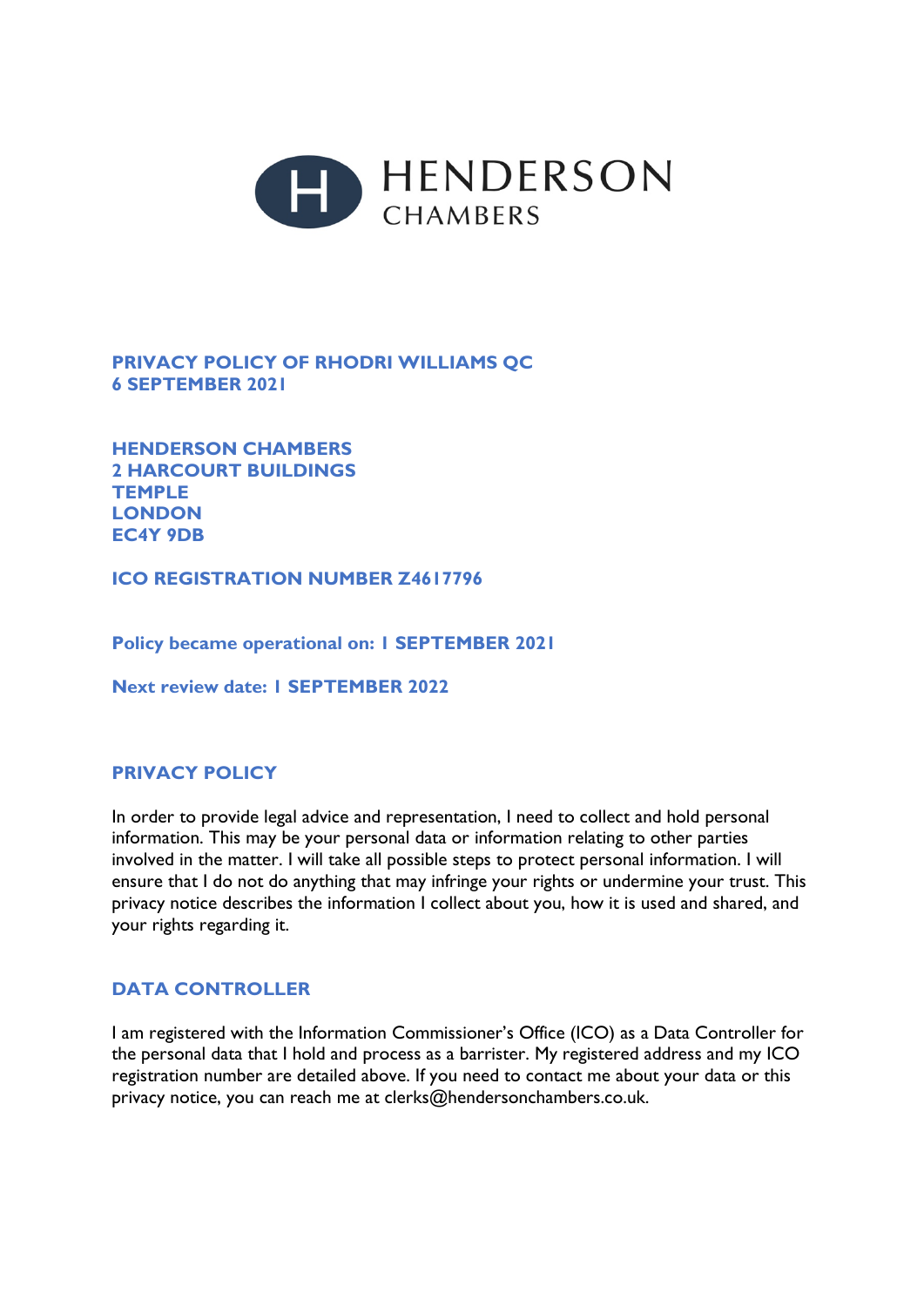HENDERSON
CHAMBERS

**PRIVACY POLICY OF RHODRI WILLIAMS QC**
**6 SEPTEMBER 2021**

**HENDERSON CHAMBERS**
**2 HARCOURT BUILDINGS**
**TEMPLE**
**LONDON**
**EC4Y 9DB**

**ICO REGISTRATION NUMBER Z4617796**

**Policy became operational on: 1 SEPTEMBER 2021**

**Next review date: 1 SEPTEMBER 2022**

## PRIVACY POLICY

In order to provide legal advice and representation, I need to collect and hold personal information. This may be your personal data or information relating to other parties involved in the matter. I will take all possible steps to protect personal information. I will ensure that I do not do anything that may infringe your rights or undermine your trust. This privacy notice describes the information I collect about you, how it is used and shared, and your rights regarding it.

## DATA CONTROLLER

I am registered with the Information Commissioner's Office (ICO) as a Data Controller for the personal data that I hold and process as a barrister. My registered address and my ICO registration number are detailed above. If you need to contact me about your data or this privacy notice, you can reach me at clerks@hendersonchambers.co.uk.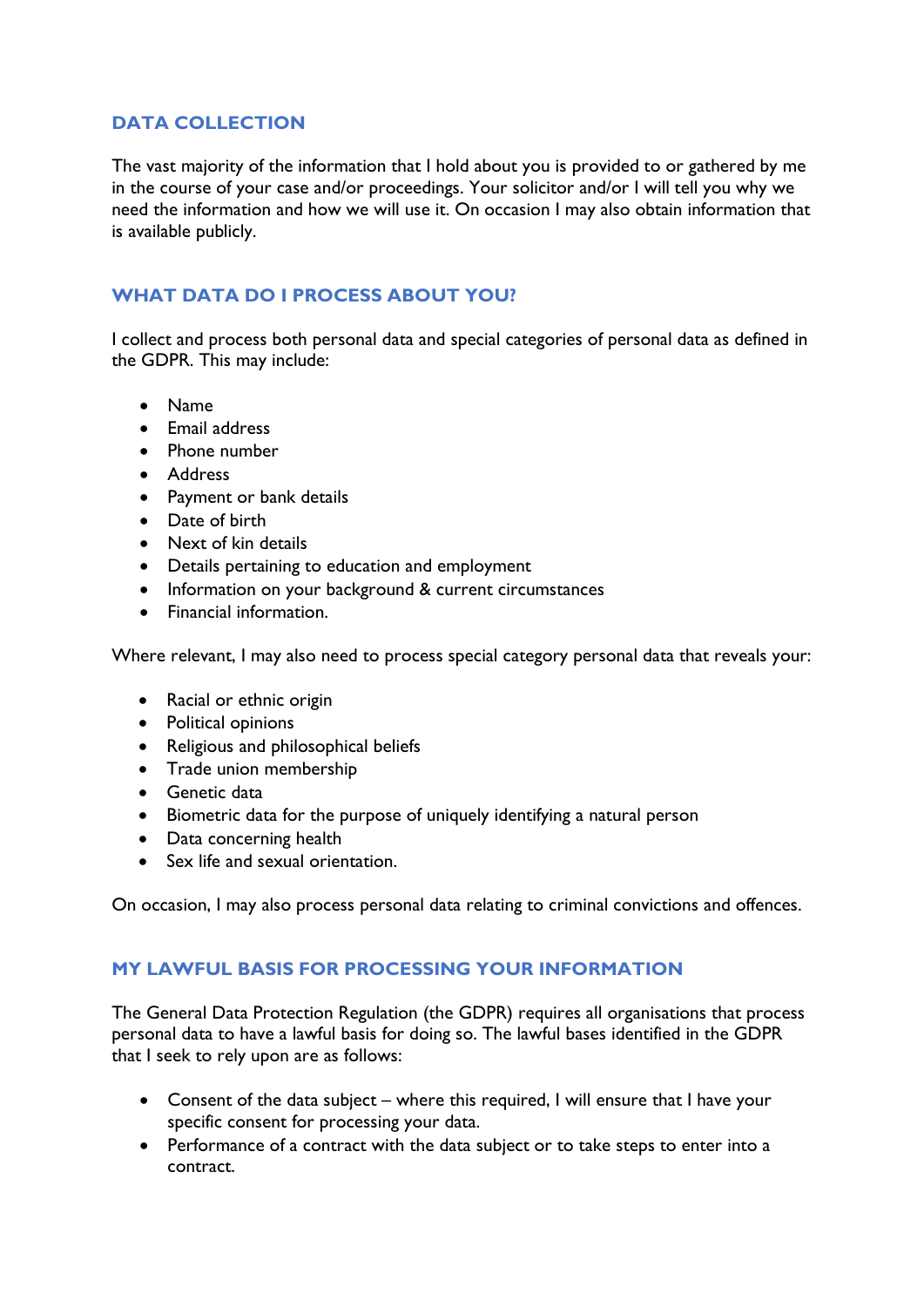## DATA COLLECTION

The vast majority of the information that I hold about you is provided to or gathered by me in the course of your case and/or proceedings. Your solicitor and/or I will tell you why we need the information and how we will use it. On occasion I may also obtain information that is available publicly.

## WHAT DATA DO I PROCESS ABOUT YOU?

I collect and process both personal data and special categories of personal data as defined in the GDPR. This may include:

- Name
- Email address
- Phone number
- Address
- Payment or bank details
- Date of birth
- Next of kin details
- Details pertaining to education and employment
- Information on your background & current circumstances
- Financial information.

Where relevant, I may also need to process special category personal data that reveals your:

- Racial or ethnic origin
- Political opinions
- Religious and philosophical beliefs
- Trade union membership
- Genetic data
- Biometric data for the purpose of uniquely identifying a natural person
- Data concerning health
- Sex life and sexual orientation.

On occasion, I may also process personal data relating to criminal convictions and offences.

## MY LAWFUL BASIS FOR PROCESSING YOUR INFORMATION

The General Data Protection Regulation (the GDPR) requires all organisations that process personal data to have a lawful basis for doing so. The lawful bases identified in the GDPR that I seek to rely upon are as follows:

- Consent of the data subject – where this required, I will ensure that I have your specific consent for processing your data.
- Performance of a contract with the data subject or to take steps to enter into a contract.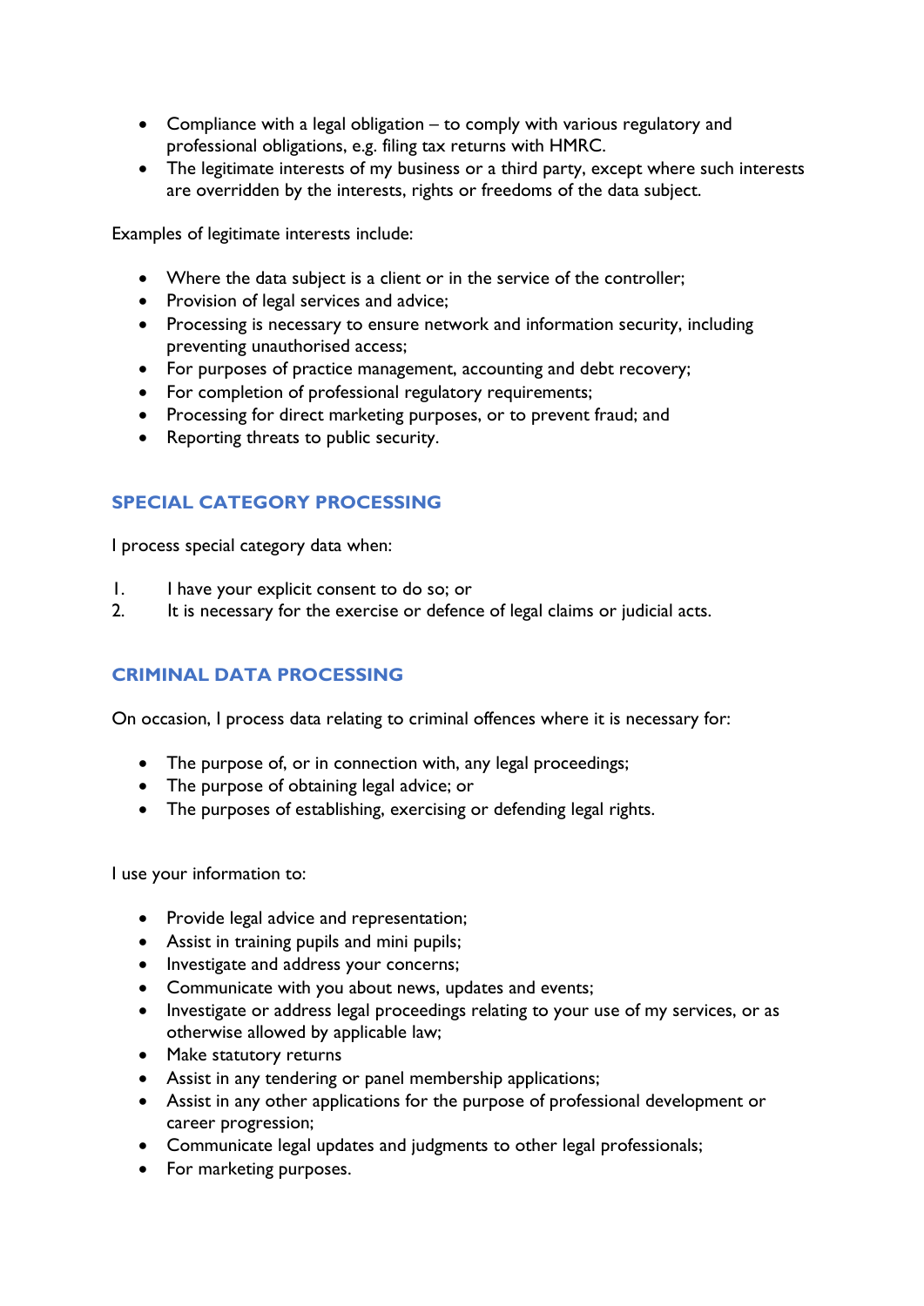- Compliance with a legal obligation – to comply with various regulatory and professional obligations, e.g. filing tax returns with HMRC.
- The legitimate interests of my business or a third party, except where such interests are overridden by the interests, rights or freedoms of the data subject.

Examples of legitimate interests include:

- Where the data subject is a client or in the service of the controller;
- Provision of legal services and advice;
- Processing is necessary to ensure network and information security, including preventing unauthorised access;
- For purposes of practice management, accounting and debt recovery;
- For completion of professional regulatory requirements;
- Processing for direct marketing purposes, or to prevent fraud; and
- Reporting threats to public security.

## SPECIAL CATEGORY PROCESSING

I process special category data when:

1. I have your explicit consent to do so; or
2. It is necessary for the exercise or defence of legal claims or judicial acts.

## CRIMINAL DATA PROCESSING

On occasion, I process data relating to criminal offences where it is necessary for:

- The purpose of, or in connection with, any legal proceedings;
- The purpose of obtaining legal advice; or
- The purposes of establishing, exercising or defending legal rights.

I use your information to:

- Provide legal advice and representation;
- Assist in training pupils and mini pupils;
- Investigate and address your concerns;
- Communicate with you about news, updates and events;
- Investigate or address legal proceedings relating to your use of my services, or as otherwise allowed by applicable law;
- Make statutory returns
- Assist in any tendering or panel membership applications;
- Assist in any other applications for the purpose of professional development or career progression;
- Communicate legal updates and judgments to other legal professionals;
- For marketing purposes.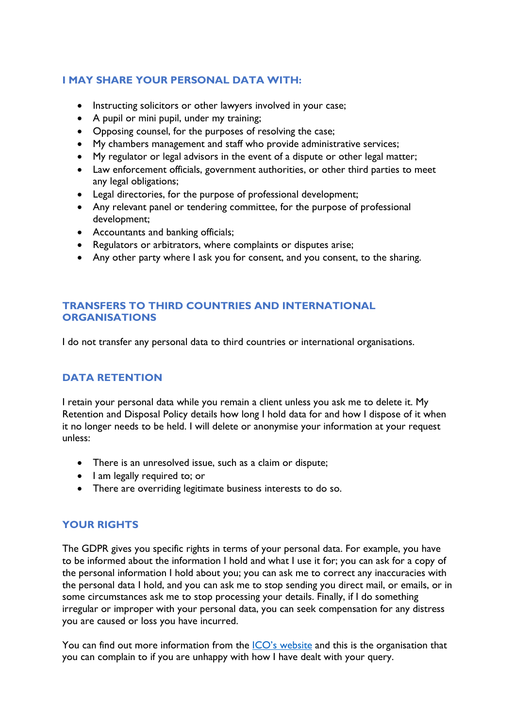## I MAY SHARE YOUR PERSONAL DATA WITH:

- Instructing solicitors or other lawyers involved in your case;
- A pupil or mini pupil, under my training;
- Opposing counsel, for the purposes of resolving the case;
- My chambers management and staff who provide administrative services;
- My regulator or legal advisors in the event of a dispute or other legal matter;
- Law enforcement officials, government authorities, or other third parties to meet any legal obligations;
- Legal directories, for the purpose of professional development;
- Any relevant panel or tendering committee, for the purpose of professional development;
- Accountants and banking officials;
- Regulators or arbitrators, where complaints or disputes arise;
- Any other party where I ask you for consent, and you consent, to the sharing.

## TRANSFERS TO THIRD COUNTRIES AND INTERNATIONAL ORGANISATIONS

I do not transfer any personal data to third countries or international organisations.

## DATA RETENTION

I retain your personal data while you remain a client unless you ask me to delete it. My Retention and Disposal Policy details how long I hold data for and how I dispose of it when it no longer needs to be held. I will delete or anonymise your information at your request unless:

- There is an unresolved issue, such as a claim or dispute;
- I am legally required to; or
- There are overriding legitimate business interests to do so.

## YOUR RIGHTS

The GDPR gives you specific rights in terms of your personal data. For example, you have to be informed about the information I hold and what I use it for; you can ask for a copy of the personal information I hold about you; you can ask me to correct any inaccuracies with the personal data I hold, and you can ask me to stop sending you direct mail, or emails, or in some circumstances ask me to stop processing your details. Finally, if I do something irregular or improper with your personal data, you can seek compensation for any distress you are caused or loss you have incurred.

You can find out more information from the ICO's website and this is the organisation that you can complain to if you are unhappy with how I have dealt with your query.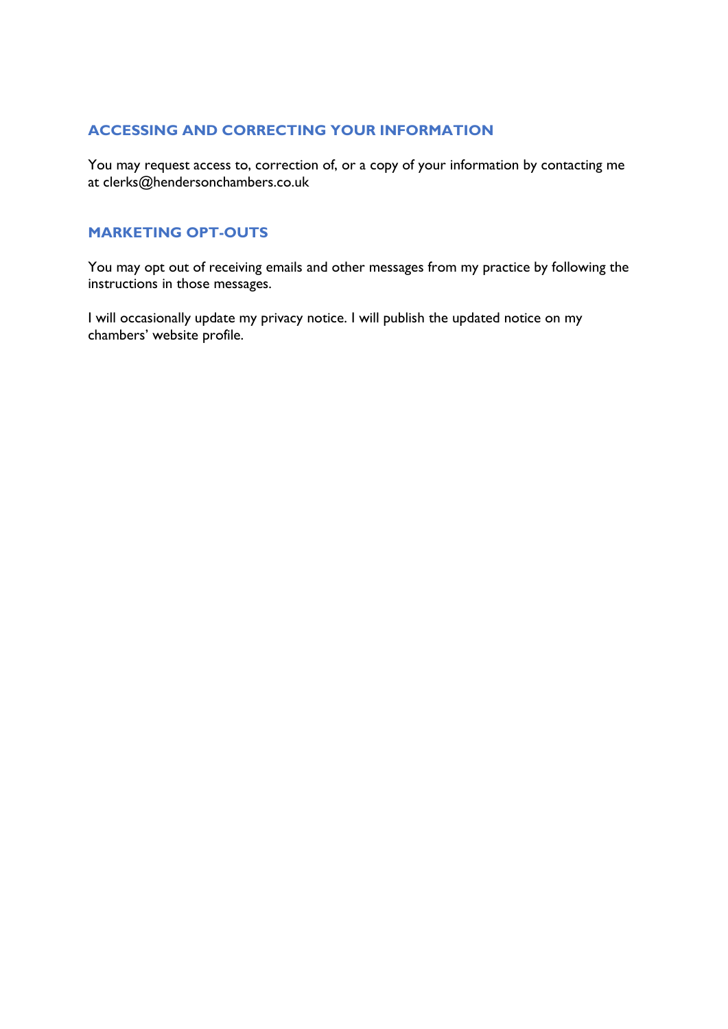## ACCESSING AND CORRECTING YOUR INFORMATION

You may request access to, correction of, or a copy of your information by contacting me at clerks@hendersonchambers.co.uk

## MARKETING OPT-OUTS

You may opt out of receiving emails and other messages from my practice by following the instructions in those messages.

I will occasionally update my privacy notice. I will publish the updated notice on my chambers' website profile.